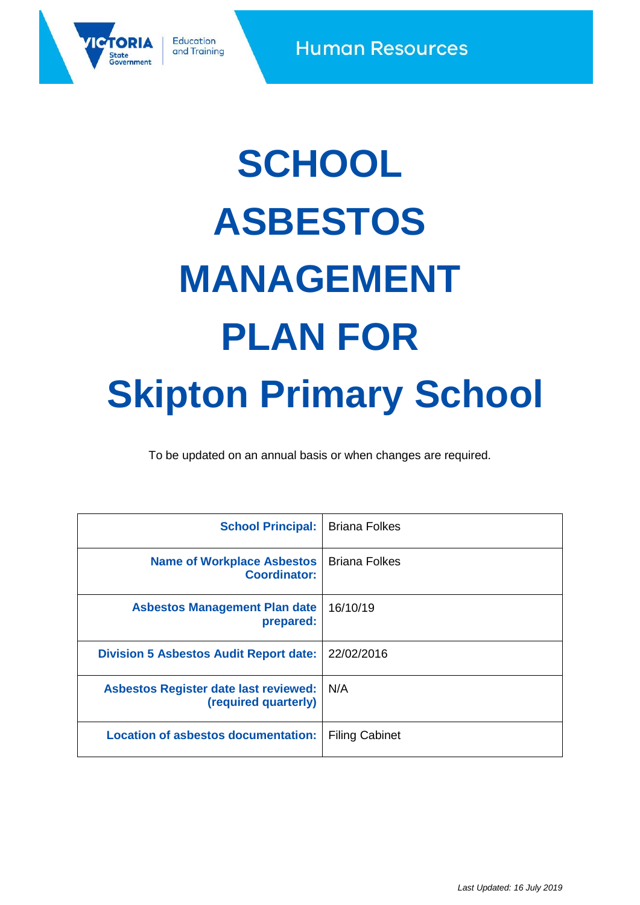Human Resources

# SCHOOL ASBESTOS MANAGEMENT PLAN FOR Skipton Primary School

To be updated on an annual basis or when changes are required.

| | |
|---|---|
| **School Principal:** | Briana Folkes |
| **Name of Workplace Asbestos Coordinator:** | Briana Folkes |
| **Asbestos Management Plan date prepared:** | 16/10/19 |
| **Division 5 Asbestos Audit Report date:** | 22/02/2016 |
| **Asbestos Register date last reviewed: (required quarterly)** | N/A |
| **Location of asbestos documentation:** | Filing Cabinet |

*Last Updated: 16 July 2019*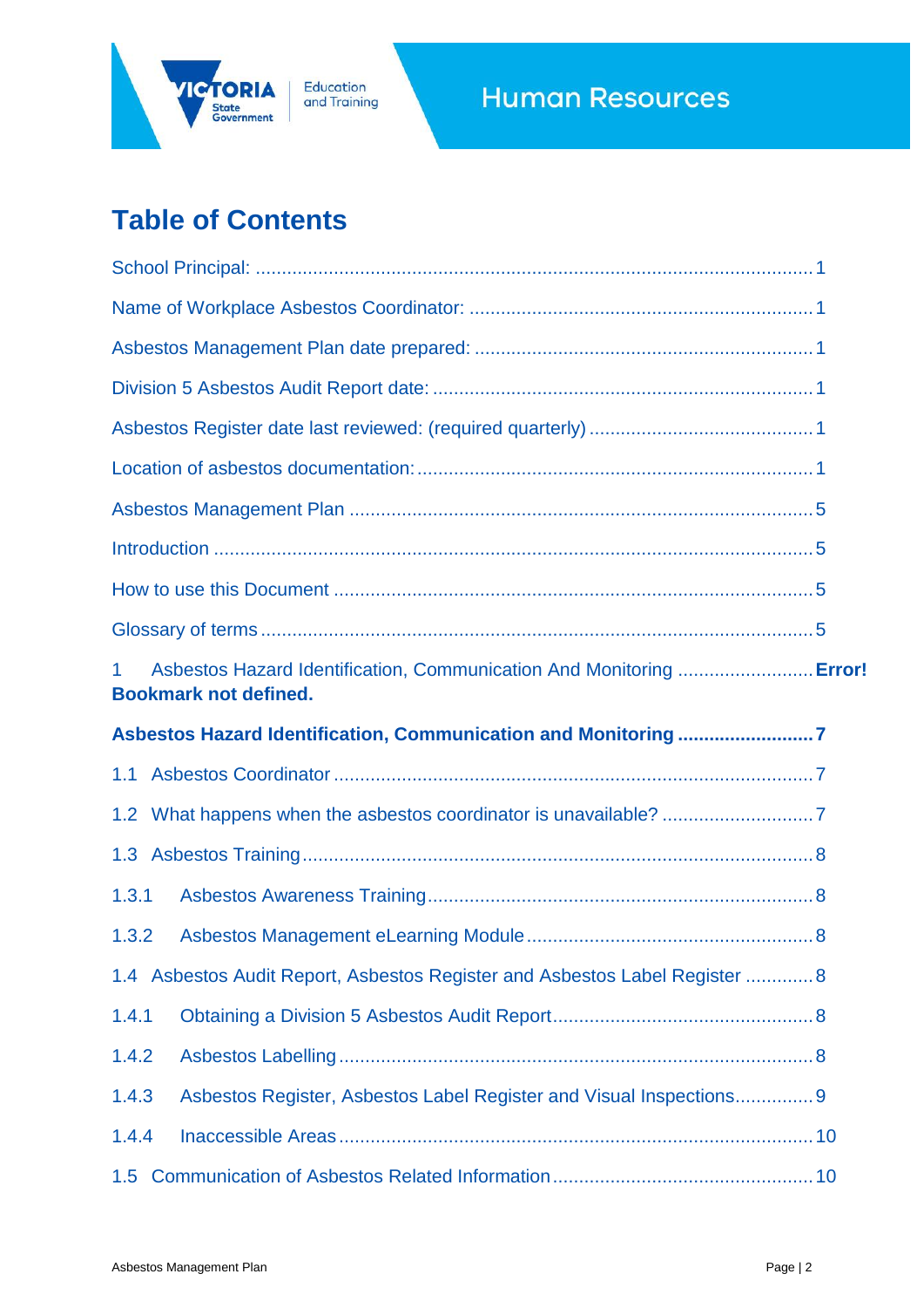# Table of Contents

School Principal: 1

Name of Workplace Asbestos Coordinator: 1

Asbestos Management Plan date prepared: 1

Division 5 Asbestos Audit Report date: 1

Asbestos Register date last reviewed: (required quarterly) 1

Location of asbestos documentation: 1

Asbestos Management Plan 5

Introduction 5

How to use this Document 5

Glossary of terms 5

1 Asbestos Hazard Identification, Communication And Monitoring **Error! Bookmark not defined.**

**Asbestos Hazard Identification, Communication and Monitoring 7**

1.1 Asbestos Coordinator 7

1.2 What happens when the asbestos coordinator is unavailable? 7

1.3 Asbestos Training 8

1.3.1 Asbestos Awareness Training 8

1.3.2 Asbestos Management eLearning Module 8

1.4 Asbestos Audit Report, Asbestos Register and Asbestos Label Register 8

1.4.1 Obtaining a Division 5 Asbestos Audit Report 8

1.4.2 Asbestos Labelling 8

1.4.3 Asbestos Register, Asbestos Label Register and Visual Inspections 9

1.4.4 Inaccessible Areas 10

1.5 Communication of Asbestos Related Information 10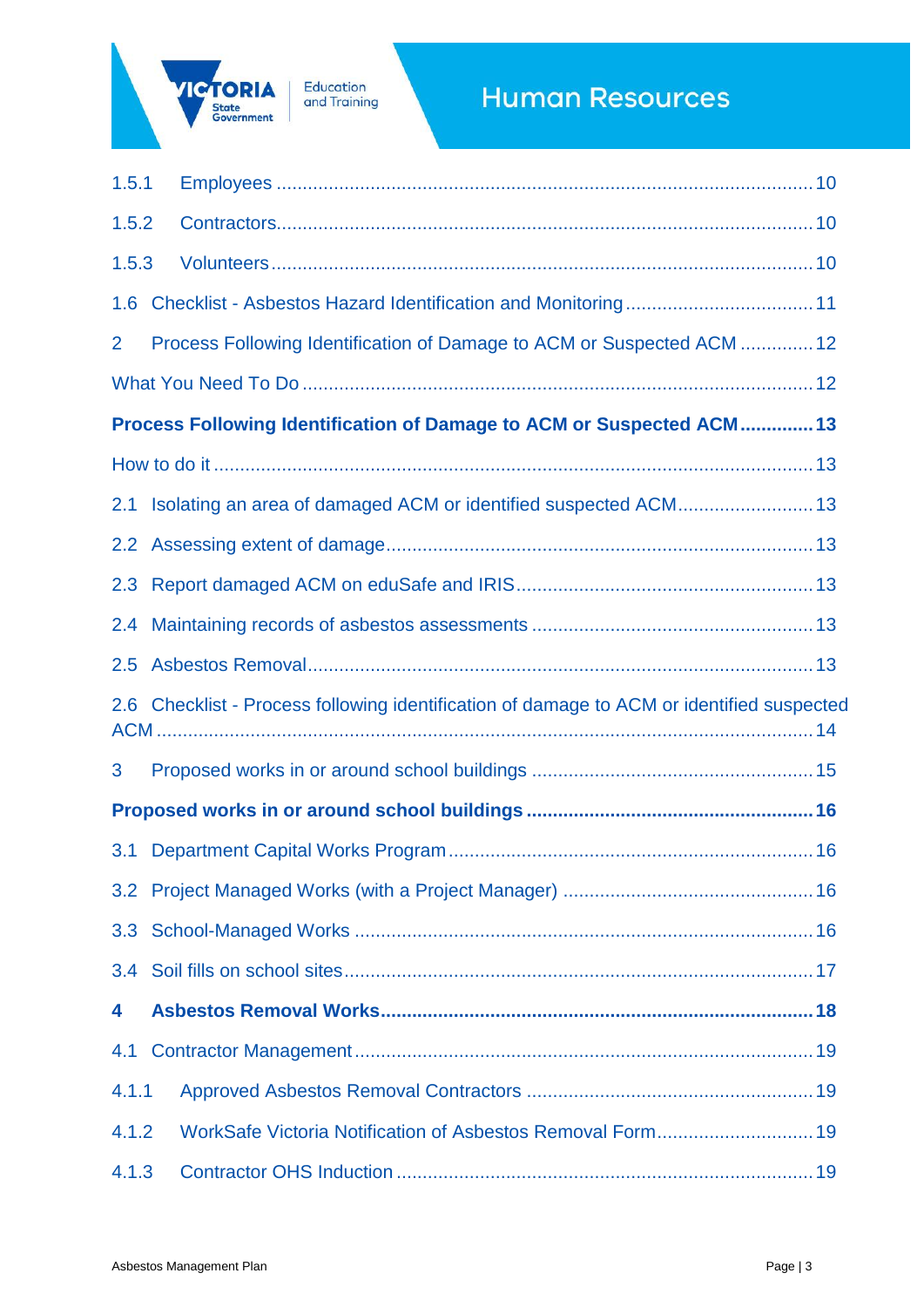1.5.1 Employees ........................................................................................................ 10

1.5.2 Contractors........................................................................................................ 10

1.5.3 Volunteers ........................................................................................................ 10

1.6 Checklist - Asbestos Hazard Identification and Monitoring .................................... 11

2 Process Following Identification of Damage to ACM or Suspected ACM .............. 12

What You Need To Do .................................................................................................. 12

**Process Following Identification of Damage to ACM or Suspected ACM .............. 13**

How to do it .................................................................................................................. 13

2.1 Isolating an area of damaged ACM or identified suspected ACM.......................... 13

2.2 Assessing extent of damage................................................................................. 13

2.3 Report damaged ACM on eduSafe and IRIS........................................................ 13

2.4 Maintaining records of asbestos assessments ..................................................... 13

2.5 Asbestos Removal................................................................................................ 13

2.6 Checklist - Process following identification of damage to ACM or identified suspected ACM .......................................................................................................................... 14

3 Proposed works in or around school buildings ..................................................... 15

**Proposed works in or around school buildings ...................................................... 16**

3.1 Department Capital Works Program..................................................................... 16

3.2 Project Managed Works (with a Project Manager) ................................................ 16

3.3 School-Managed Works ....................................................................................... 16

3.4 Soil fills on school sites......................................................................................... 17

**4 Asbestos Removal Works.................................................................................. 18**

4.1 Contractor Management....................................................................................... 19

4.1.1 Approved Asbestos Removal Contractors ...................................................... 19

4.1.2 WorkSafe Victoria Notification of Asbestos Removal Form.............................. 19

4.1.3 Contractor OHS Induction ............................................................................... 19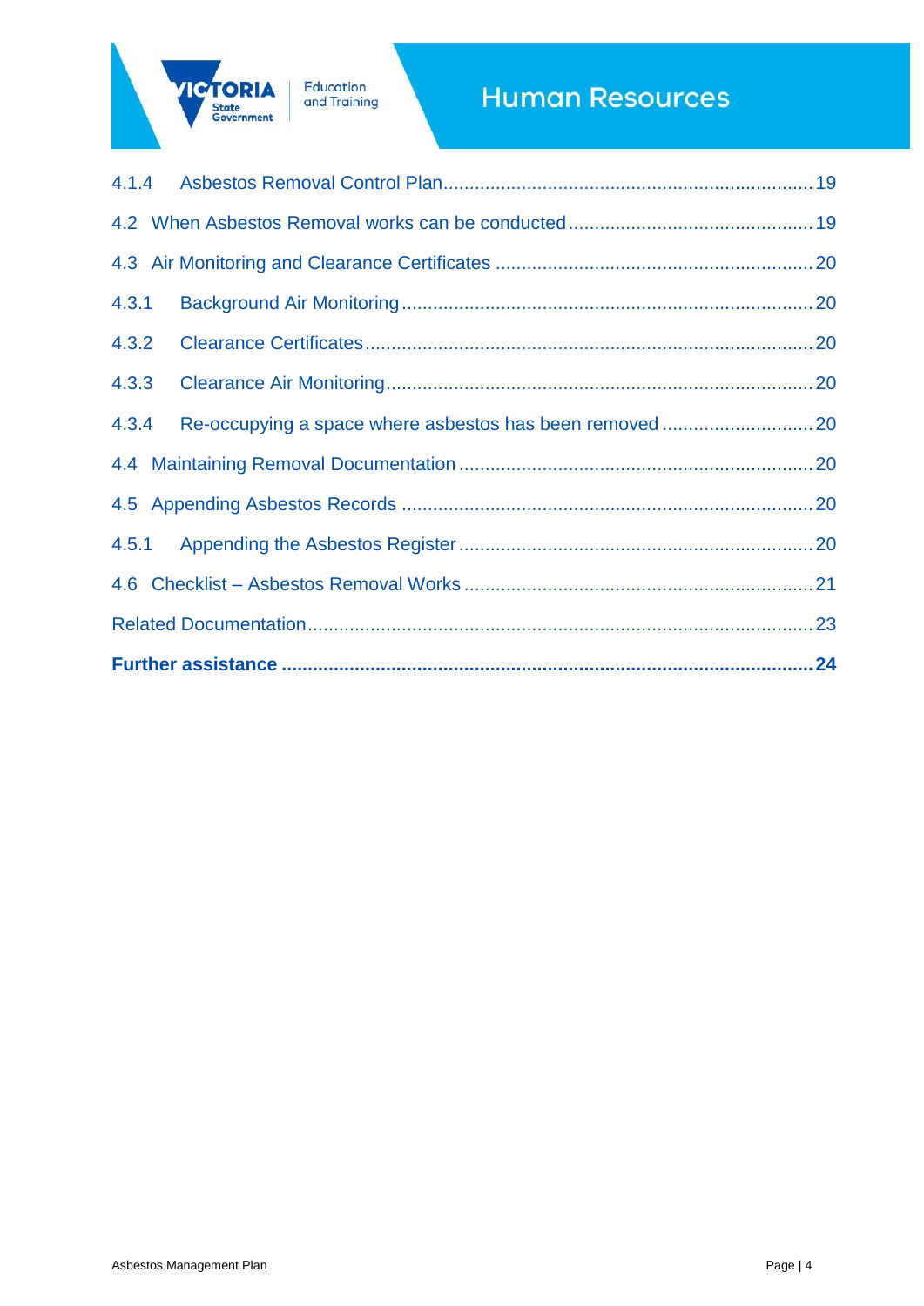4.1.4 Asbestos Removal Control Plan ..... 19

4.2 When Asbestos Removal works can be conducted ..... 19

4.3 Air Monitoring and Clearance Certificates ..... 20

4.3.1 Background Air Monitoring ..... 20

4.3.2 Clearance Certificates ..... 20

4.3.3 Clearance Air Monitoring ..... 20

4.3.4 Re-occupying a space where asbestos has been removed ..... 20

4.4 Maintaining Removal Documentation ..... 20

4.5 Appending Asbestos Records ..... 20

4.5.1 Appending the Asbestos Register ..... 20

4.6 Checklist – Asbestos Removal Works ..... 21

Related Documentation ..... 23

**Further assistance ..... 24**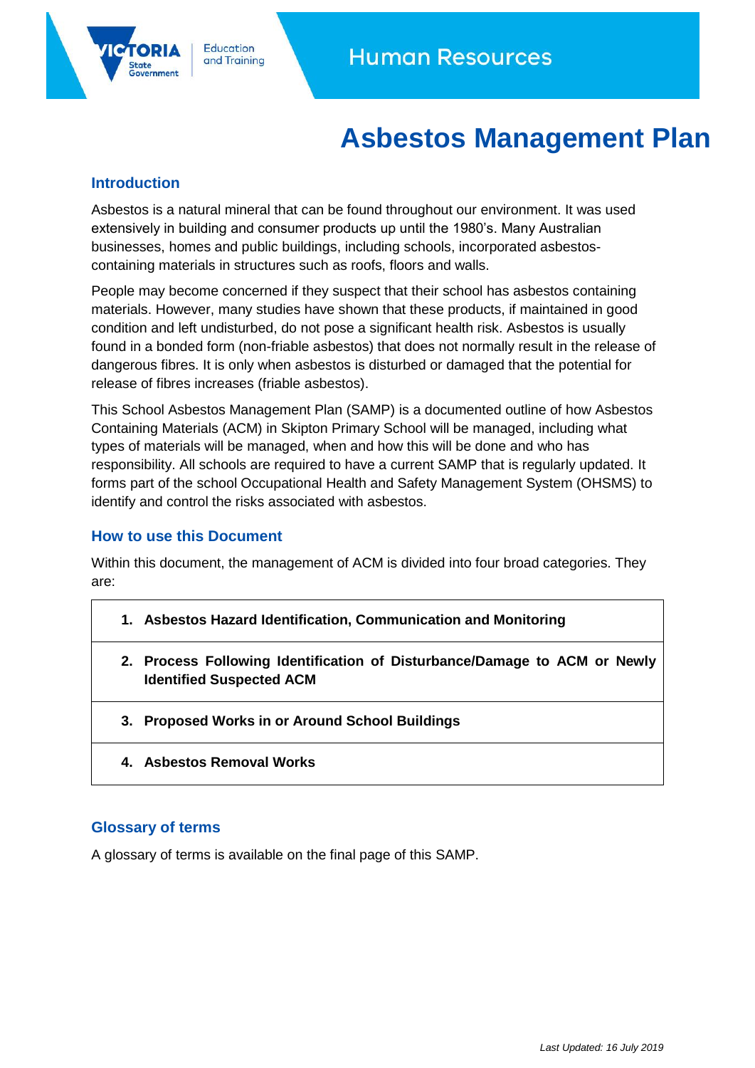# Asbestos Management Plan

## Introduction

Asbestos is a natural mineral that can be found throughout our environment. It was used extensively in building and consumer products up until the 1980's. Many Australian businesses, homes and public buildings, including schools, incorporated asbestos-containing materials in structures such as roofs, floors and walls.

People may become concerned if they suspect that their school has asbestos containing materials. However, many studies have shown that these products, if maintained in good condition and left undisturbed, do not pose a significant health risk. Asbestos is usually found in a bonded form (non-friable asbestos) that does not normally result in the release of dangerous fibres. It is only when asbestos is disturbed or damaged that the potential for release of fibres increases (friable asbestos).

This School Asbestos Management Plan (SAMP) is a documented outline of how Asbestos Containing Materials (ACM) in Skipton Primary School will be managed, including what types of materials will be managed, when and how this will be done and who has responsibility. All schools are required to have a current SAMP that is regularly updated. It forms part of the school Occupational Health and Safety Management System (OHSMS) to identify and control the risks associated with asbestos.

## How to use this Document

Within this document, the management of ACM is divided into four broad categories. They are:

| |
|---|
| **1. Asbestos Hazard Identification, Communication and Monitoring** |
| **2. Process Following Identification of Disturbance/Damage to ACM or Newly Identified Suspected ACM** |
| **3. Proposed Works in or Around School Buildings** |
| **4. Asbestos Removal Works** |

## Glossary of terms

A glossary of terms is available on the final page of this SAMP.

*Last Updated: 16 July 2019*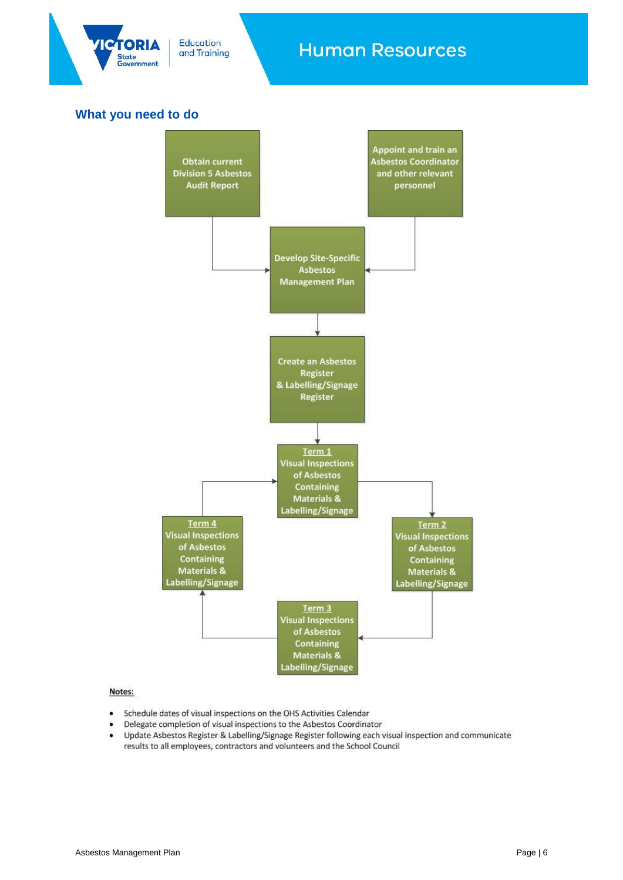## What you need to do

Obtain current Division 5 Asbestos Audit Report

Appoint and train an Asbestos Coordinator and other relevant personnel

Develop Site-Specific Asbestos Management Plan

Create an Asbestos Register & Labelling/Signage Register

Term 1
Visual Inspections of Asbestos Containing Materials & Labelling/Signage

Term 2
Visual Inspections of Asbestos Containing Materials & Labelling/Signage

Term 3
Visual Inspections of Asbestos Containing Materials & Labelling/Signage

Term 4
Visual Inspections of Asbestos Containing Materials & Labelling/Signage

**Notes:**

- Schedule dates of visual inspections on the OHS Activities Calendar
- Delegate completion of visual inspections to the Asbestos Coordinator
- Update Asbestos Register & Labelling/Signage Register following each visual inspection and communicate results to all employees, contractors and volunteers and the School Council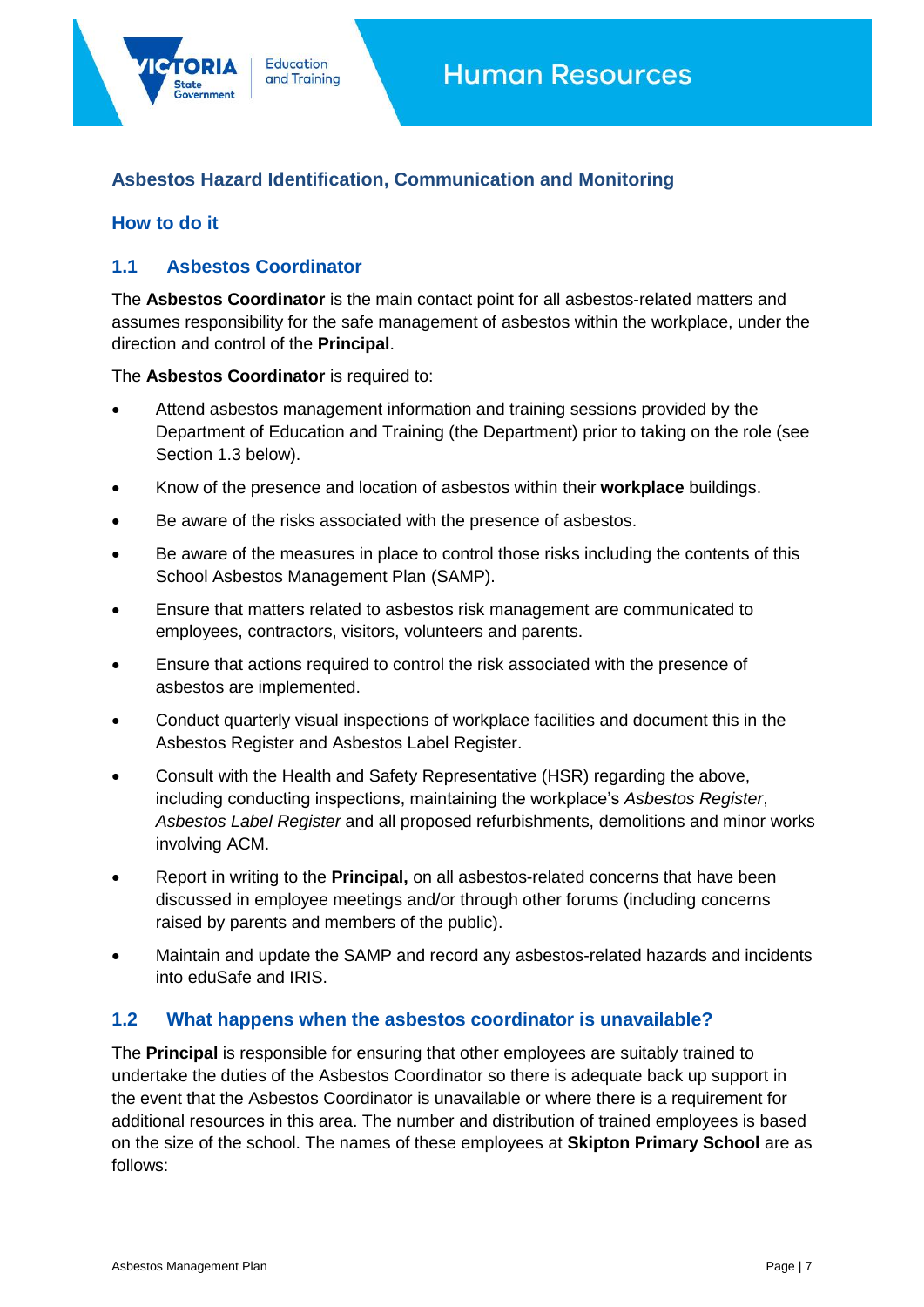## Asbestos Hazard Identification, Communication and Monitoring

### How to do it

### 1.1 Asbestos Coordinator

The **Asbestos Coordinator** is the main contact point for all asbestos-related matters and assumes responsibility for the safe management of asbestos within the workplace, under the direction and control of the **Principal**.

The **Asbestos Coordinator** is required to:

- Attend asbestos management information and training sessions provided by the Department of Education and Training (the Department) prior to taking on the role (see Section 1.3 below).
- Know of the presence and location of asbestos within their **workplace** buildings.
- Be aware of the risks associated with the presence of asbestos.
- Be aware of the measures in place to control those risks including the contents of this School Asbestos Management Plan (SAMP).
- Ensure that matters related to asbestos risk management are communicated to employees, contractors, visitors, volunteers and parents.
- Ensure that actions required to control the risk associated with the presence of asbestos are implemented.
- Conduct quarterly visual inspections of workplace facilities and document this in the Asbestos Register and Asbestos Label Register.
- Consult with the Health and Safety Representative (HSR) regarding the above, including conducting inspections, maintaining the workplace's *Asbestos Register*, *Asbestos Label Register* and all proposed refurbishments, demolitions and minor works involving ACM.
- Report in writing to the **Principal,** on all asbestos-related concerns that have been discussed in employee meetings and/or through other forums (including concerns raised by parents and members of the public).
- Maintain and update the SAMP and record any asbestos-related hazards and incidents into eduSafe and IRIS.

### 1.2 What happens when the asbestos coordinator is unavailable?

The **Principal** is responsible for ensuring that other employees are suitably trained to undertake the duties of the Asbestos Coordinator so there is adequate back up support in the event that the Asbestos Coordinator is unavailable or where there is a requirement for additional resources in this area. The number and distribution of trained employees is based on the size of the school. The names of these employees at **Skipton Primary School** are as follows: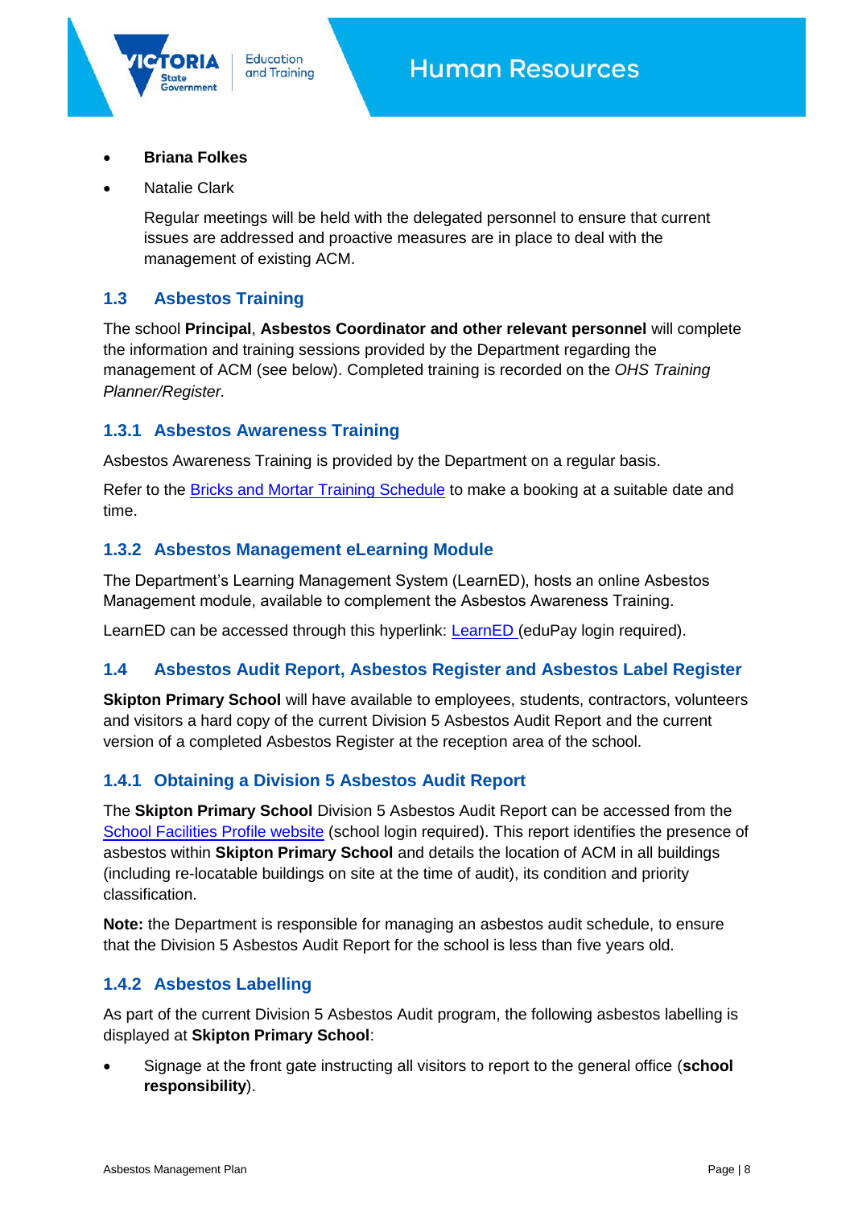- **Briana Folkes**
- Natalie Clark

  Regular meetings will be held with the delegated personnel to ensure that current issues are addressed and proactive measures are in place to deal with the management of existing ACM.

## 1.3 Asbestos Training

The school **Principal**, **Asbestos Coordinator and other relevant personnel** will complete the information and training sessions provided by the Department regarding the management of ACM (see below). Completed training is recorded on the *OHS Training Planner/Register.*

### 1.3.1 Asbestos Awareness Training

Asbestos Awareness Training is provided by the Department on a regular basis.

Refer to the Bricks and Mortar Training Schedule to make a booking at a suitable date and time.

### 1.3.2 Asbestos Management eLearning Module

The Department's Learning Management System (LearnED), hosts an online Asbestos Management module, available to complement the Asbestos Awareness Training.

LearnED can be accessed through this hyperlink: LearnED (eduPay login required).

## 1.4 Asbestos Audit Report, Asbestos Register and Asbestos Label Register

**Skipton Primary School** will have available to employees, students, contractors, volunteers and visitors a hard copy of the current Division 5 Asbestos Audit Report and the current version of a completed Asbestos Register at the reception area of the school.

### 1.4.1 Obtaining a Division 5 Asbestos Audit Report

The **Skipton Primary School** Division 5 Asbestos Audit Report can be accessed from the School Facilities Profile website (school login required). This report identifies the presence of asbestos within **Skipton Primary School** and details the location of ACM in all buildings (including re-locatable buildings on site at the time of audit), its condition and priority classification.

**Note:** the Department is responsible for managing an asbestos audit schedule, to ensure that the Division 5 Asbestos Audit Report for the school is less than five years old.

### 1.4.2 Asbestos Labelling

As part of the current Division 5 Asbestos Audit program, the following asbestos labelling is displayed at **Skipton Primary School**:

- Signage at the front gate instructing all visitors to report to the general office (**school responsibility**).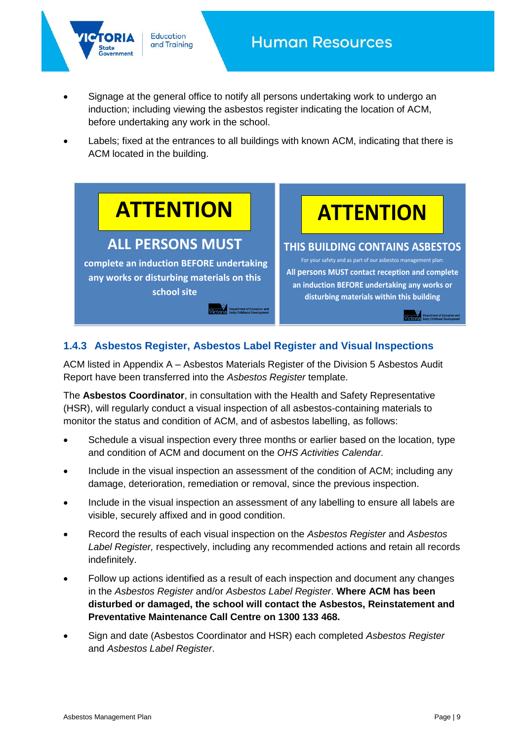- Signage at the general office to notify all persons undertaking work to undergo an induction; including viewing the asbestos register indicating the location of ACM, before undertaking any work in the school.
- Labels; fixed at the entrances to all buildings with known ACM, indicating that there is ACM located in the building.

**ATTENTION**

**ALL PERSONS MUST**

**complete an induction BEFORE undertaking any works or disturbing materials on this school site**

**ATTENTION**

**THIS BUILDING CONTAINS ASBESTOS**

For your safety and as part of our asbestos management plan:

**All persons MUST contact reception and complete an induction BEFORE undertaking any works or disturbing materials within this building**

### 1.4.3 Asbestos Register, Asbestos Label Register and Visual Inspections

ACM listed in Appendix A – Asbestos Materials Register of the Division 5 Asbestos Audit Report have been transferred into the *Asbestos Register* template.

The **Asbestos Coordinator**, in consultation with the Health and Safety Representative (HSR), will regularly conduct a visual inspection of all asbestos-containing materials to monitor the status and condition of ACM, and of asbestos labelling, as follows:

- Schedule a visual inspection every three months or earlier based on the location, type and condition of ACM and document on the *OHS Activities Calendar.*
- Include in the visual inspection an assessment of the condition of ACM; including any damage, deterioration, remediation or removal, since the previous inspection.
- Include in the visual inspection an assessment of any labelling to ensure all labels are visible, securely affixed and in good condition.
- Record the results of each visual inspection on the *Asbestos Register* and *Asbestos Label Register,* respectively, including any recommended actions and retain all records indefinitely.
- Follow up actions identified as a result of each inspection and document any changes in the *Asbestos Register* and/or *Asbestos Label Register*. **Where ACM has been disturbed or damaged, the school will contact the Asbestos, Reinstatement and Preventative Maintenance Call Centre on 1300 133 468.**
- Sign and date (Asbestos Coordinator and HSR) each completed *Asbestos Register* and *Asbestos Label Register*.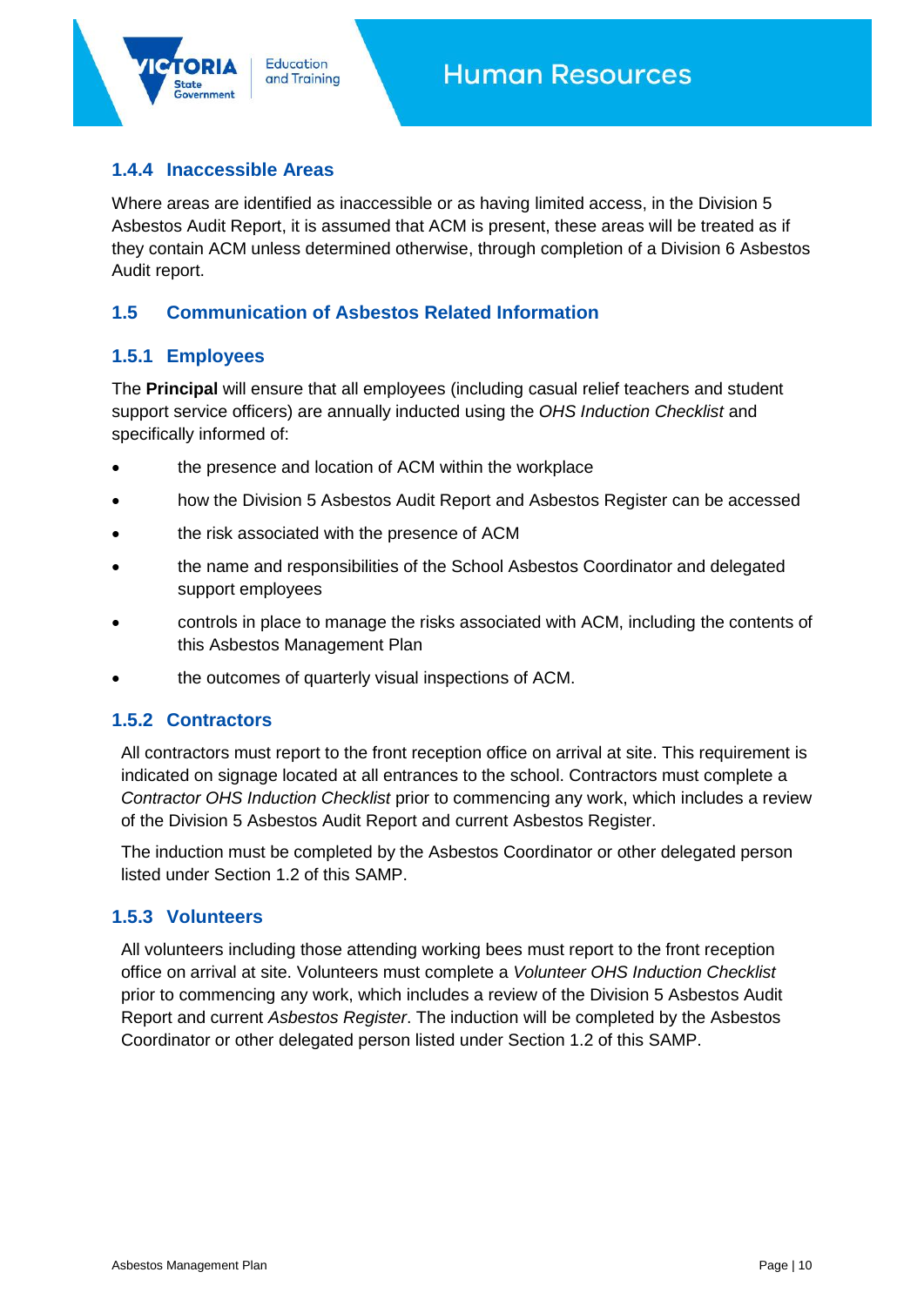### 1.4.4 Inaccessible Areas

Where areas are identified as inaccessible or as having limited access, in the Division 5 Asbestos Audit Report, it is assumed that ACM is present, these areas will be treated as if they contain ACM unless determined otherwise, through completion of a Division 6 Asbestos Audit report.

## 1.5 Communication of Asbestos Related Information

### 1.5.1 Employees

The **Principal** will ensure that all employees (including casual relief teachers and student support service officers) are annually inducted using the *OHS Induction Checklist* and specifically informed of:

- the presence and location of ACM within the workplace
- how the Division 5 Asbestos Audit Report and Asbestos Register can be accessed
- the risk associated with the presence of ACM
- the name and responsibilities of the School Asbestos Coordinator and delegated support employees
- controls in place to manage the risks associated with ACM, including the contents of this Asbestos Management Plan
- the outcomes of quarterly visual inspections of ACM.

### 1.5.2 Contractors

All contractors must report to the front reception office on arrival at site. This requirement is indicated on signage located at all entrances to the school. Contractors must complete a *Contractor OHS Induction Checklist* prior to commencing any work, which includes a review of the Division 5 Asbestos Audit Report and current Asbestos Register.

The induction must be completed by the Asbestos Coordinator or other delegated person listed under Section 1.2 of this SAMP.

### 1.5.3 Volunteers

All volunteers including those attending working bees must report to the front reception office on arrival at site. Volunteers must complete a *Volunteer OHS Induction Checklist* prior to commencing any work, which includes a review of the Division 5 Asbestos Audit Report and current *Asbestos Register*. The induction will be completed by the Asbestos Coordinator or other delegated person listed under Section 1.2 of this SAMP.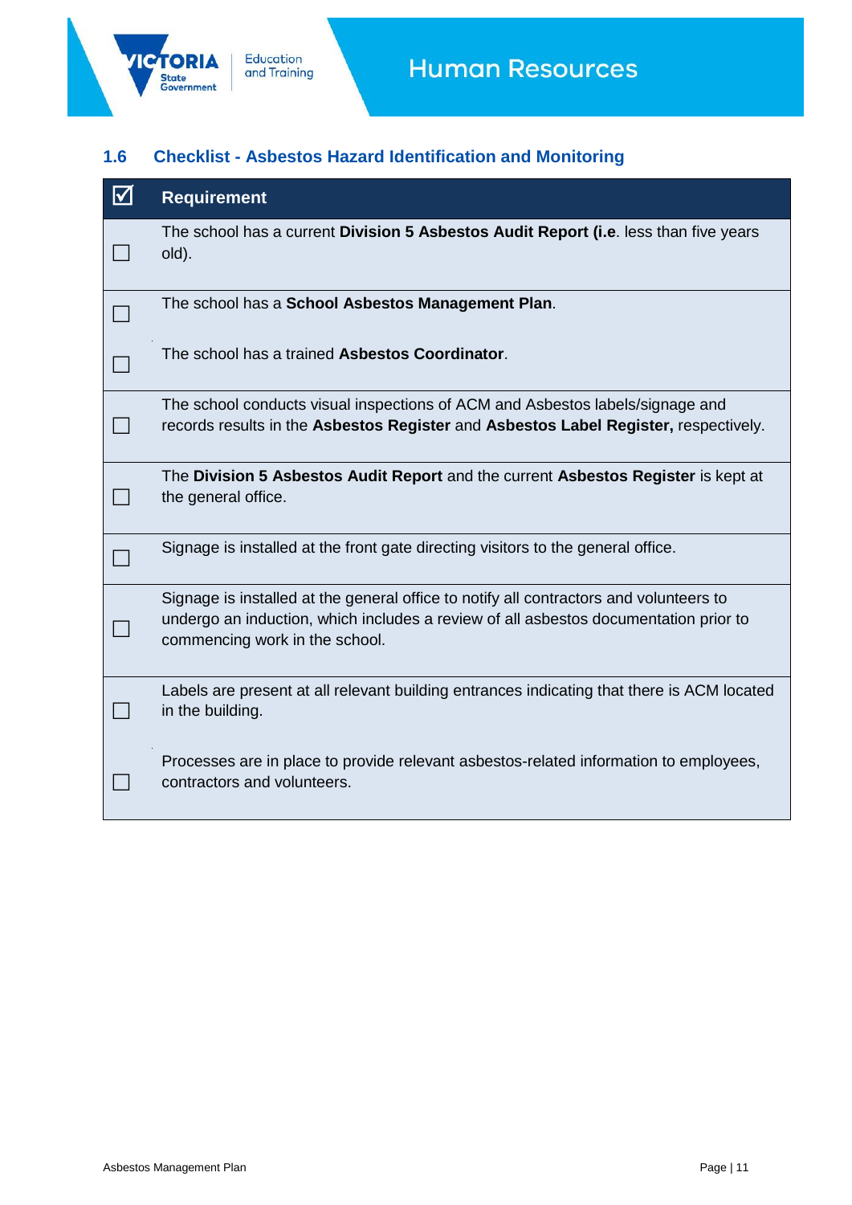## 1.6 Checklist - Asbestos Hazard Identification and Monitoring

| ☑ | Requirement |
|---|---|
| ☐ | The school has a current **Division 5 Asbestos Audit Report (i.e**. less than five years old). |
| ☐ | The school has a **School Asbestos Management Plan**. |
| ☐ | The school has a trained **Asbestos Coordinator**. |
| ☐ | The school conducts visual inspections of ACM and Asbestos labels/signage and records results in the **Asbestos Register** and **Asbestos Label Register,** respectively. |
| ☐ | The **Division 5 Asbestos Audit Report** and the current **Asbestos Register** is kept at the general office. |
| ☐ | Signage is installed at the front gate directing visitors to the general office. |
| ☐ | Signage is installed at the general office to notify all contractors and volunteers to undergo an induction, which includes a review of all asbestos documentation prior to commencing work in the school. |
| ☐ | Labels are present at all relevant building entrances indicating that there is ACM located in the building. |
| ☐ | Processes are in place to provide relevant asbestos-related information to employees, contractors and volunteers. |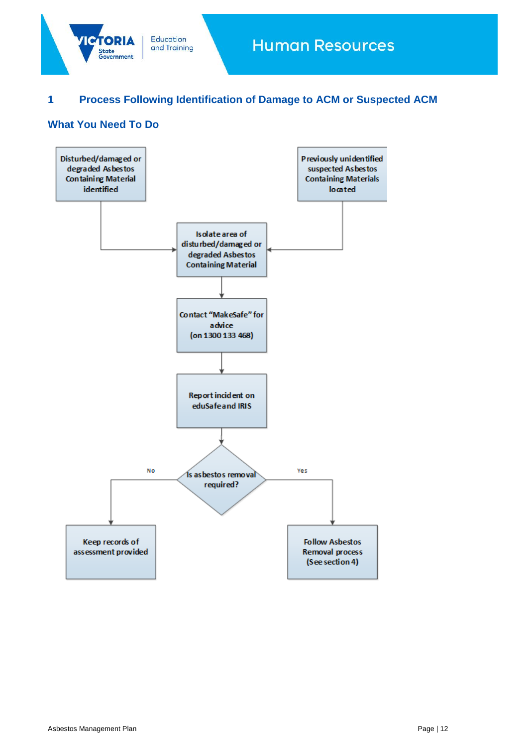# 1 Process Following Identification of Damage to ACM or Suspected ACM

## What You Need To Do

Disturbed/damaged or degraded Asbestos Containing Material identified

Previously unidentified suspected Asbestos Containing Materials located

Isolate area of disturbed/damaged or degraded Asbestos Containing Material

Contact "MakeSafe" for advice (on 1300 133 468)

Report incident on eduSafe and IRIS

Is asbestos removal required?

No: Keep records of assessment provided

Yes: Follow Asbestos Removal process (See section 4)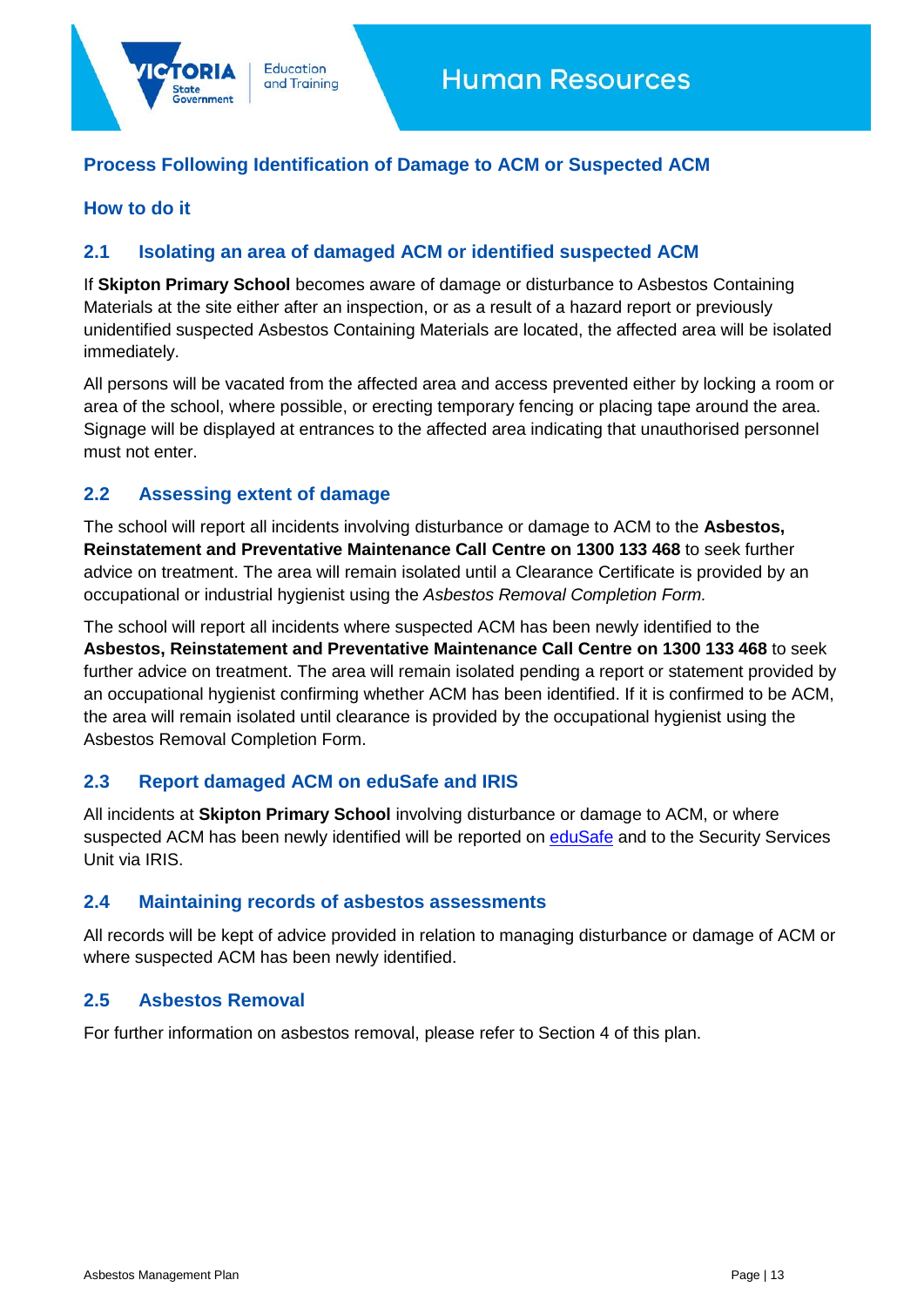## Process Following Identification of Damage to ACM or Suspected ACM

### How to do it

### 2.1 Isolating an area of damaged ACM or identified suspected ACM

If **Skipton Primary School** becomes aware of damage or disturbance to Asbestos Containing Materials at the site either after an inspection, or as a result of a hazard report or previously unidentified suspected Asbestos Containing Materials are located, the affected area will be isolated immediately.

All persons will be vacated from the affected area and access prevented either by locking a room or area of the school, where possible, or erecting temporary fencing or placing tape around the area. Signage will be displayed at entrances to the affected area indicating that unauthorised personnel must not enter.

### 2.2 Assessing extent of damage

The school will report all incidents involving disturbance or damage to ACM to the **Asbestos, Reinstatement and Preventative Maintenance Call Centre on 1300 133 468** to seek further advice on treatment. The area will remain isolated until a Clearance Certificate is provided by an occupational or industrial hygienist using the *Asbestos Removal Completion Form.*

The school will report all incidents where suspected ACM has been newly identified to the **Asbestos, Reinstatement and Preventative Maintenance Call Centre on 1300 133 468** to seek further advice on treatment. The area will remain isolated pending a report or statement provided by an occupational hygienist confirming whether ACM has been identified. If it is confirmed to be ACM, the area will remain isolated until clearance is provided by the occupational hygienist using the Asbestos Removal Completion Form.

### 2.3 Report damaged ACM on eduSafe and IRIS

All incidents at **Skipton Primary School** involving disturbance or damage to ACM, or where suspected ACM has been newly identified will be reported on eduSafe and to the Security Services Unit via IRIS.

### 2.4 Maintaining records of asbestos assessments

All records will be kept of advice provided in relation to managing disturbance or damage of ACM or where suspected ACM has been newly identified.

### 2.5 Asbestos Removal

For further information on asbestos removal, please refer to Section 4 of this plan.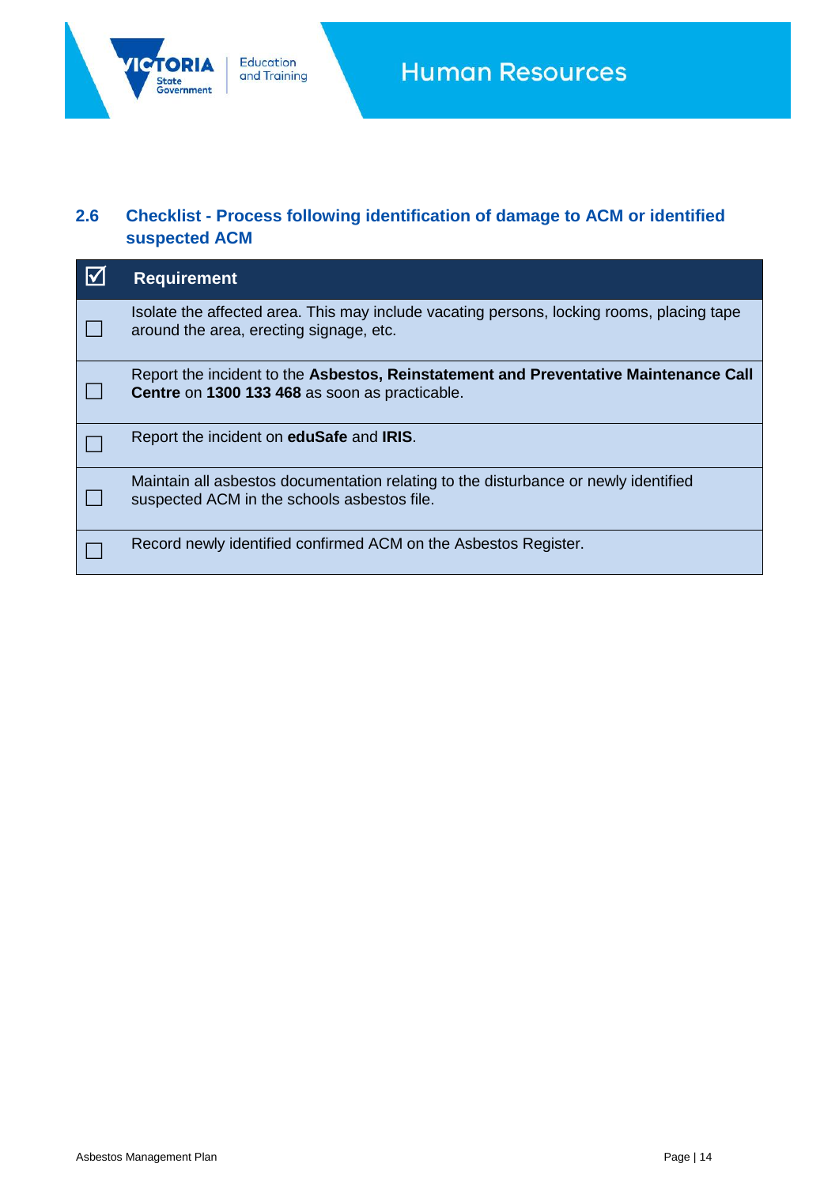## 2.6 Checklist - Process following identification of damage to ACM or identified suspected ACM

| ☑ | Requirement |
|---|---|
| ☐ | Isolate the affected area. This may include vacating persons, locking rooms, placing tape around the area, erecting signage, etc. |
| ☐ | Report the incident to the **Asbestos, Reinstatement and Preventative Maintenance Call Centre** on **1300 133 468** as soon as practicable. |
| ☐ | Report the incident on **eduSafe** and **IRIS**. |
| ☐ | Maintain all asbestos documentation relating to the disturbance or newly identified suspected ACM in the schools asbestos file. |
| ☐ | Record newly identified confirmed ACM on the Asbestos Register. |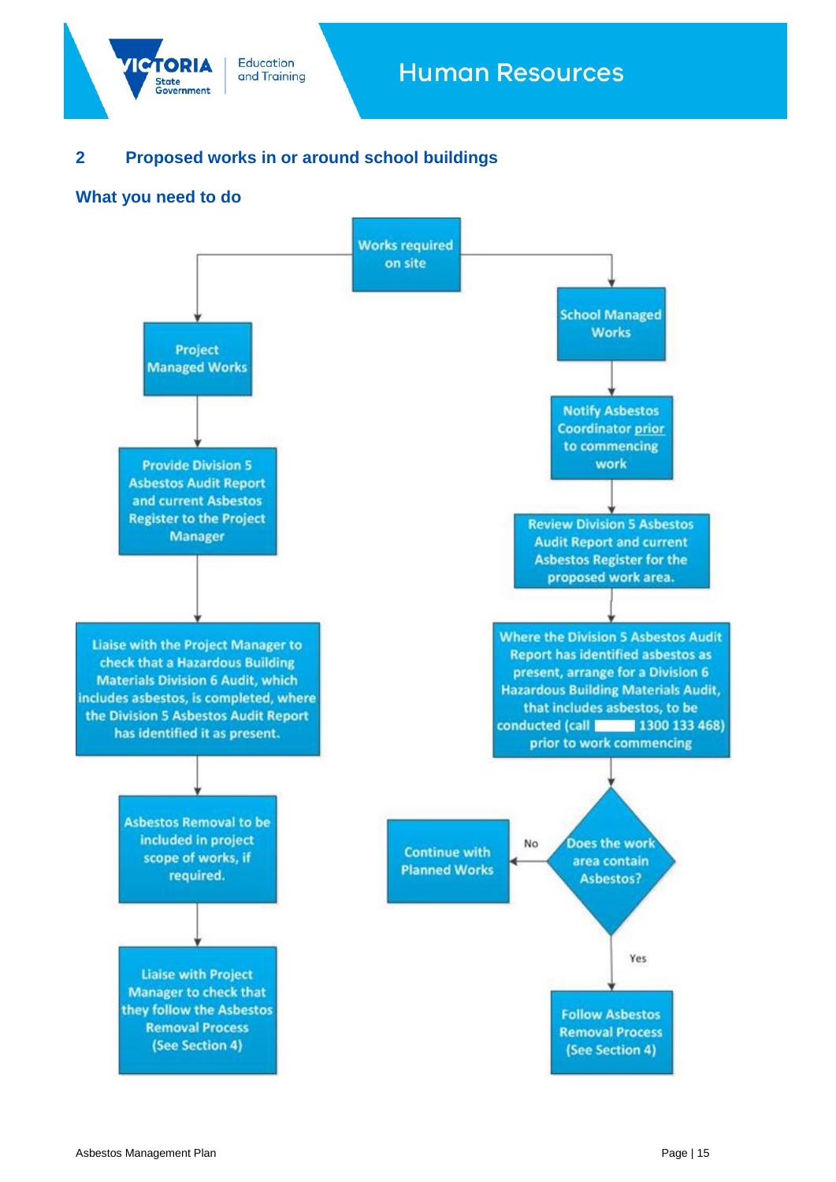## 2 Proposed works in or around school buildings

### What you need to do

Works required on site

**Project Managed Works**

- Provide Division 5 Asbestos Audit Report and current Asbestos Register to the Project Manager
- Liaise with the Project Manager to check that a Hazardous Building Materials Division 6 Audit, which includes asbestos, is completed, where the Division 5 Asbestos Audit Report has identified it as present.
- Asbestos Removal to be included in project scope of works, if required.
- Liaise with Project Manager to check that they follow the Asbestos Removal Process (See Section 4)

**School Managed Works**

- Notify Asbestos Coordinator prior to commencing work
- Review Division 5 Asbestos Audit Report and current Asbestos Register for the proposed work area.
- Where the Division 5 Asbestos Audit Report has identified asbestos as present, arrange for a Division 6 Hazardous Building Materials Audit, that includes asbestos, to be conducted (call 1300 133 468) prior to work commencing
- Does the work area contain Asbestos?
  - No: Continue with Planned Works
  - Yes: Follow Asbestos Removal Process (See Section 4)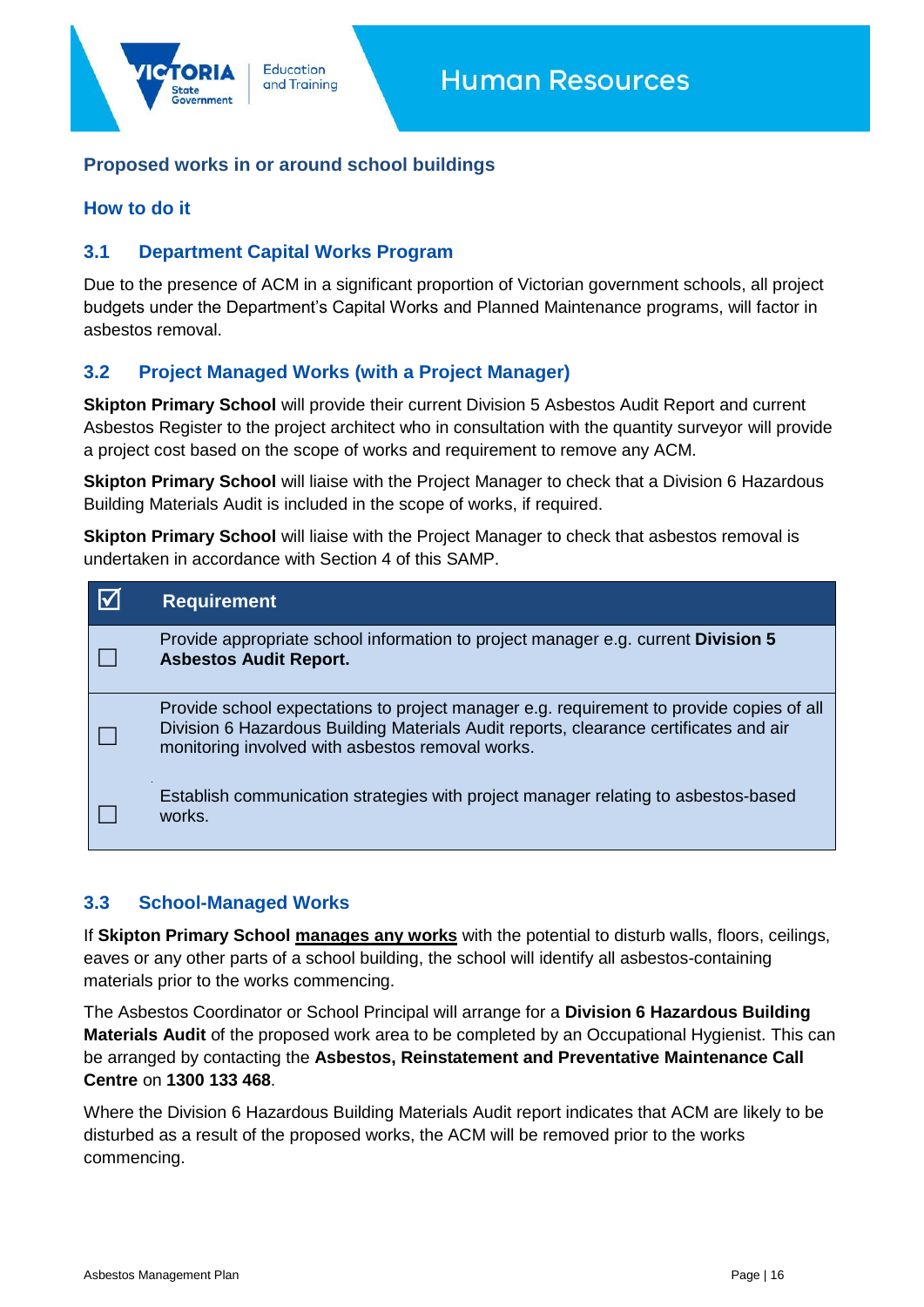## Proposed works in or around school buildings

### How to do it

### 3.1 Department Capital Works Program

Due to the presence of ACM in a significant proportion of Victorian government schools, all project budgets under the Department's Capital Works and Planned Maintenance programs, will factor in asbestos removal.

### 3.2 Project Managed Works (with a Project Manager)

**Skipton Primary School** will provide their current Division 5 Asbestos Audit Report and current Asbestos Register to the project architect who in consultation with the quantity surveyor will provide a project cost based on the scope of works and requirement to remove any ACM.

**Skipton Primary School** will liaise with the Project Manager to check that a Division 6 Hazardous Building Materials Audit is included in the scope of works, if required.

**Skipton Primary School** will liaise with the Project Manager to check that asbestos removal is undertaken in accordance with Section 4 of this SAMP.

| ☑ | Requirement |
|---|---|
| ☐ | Provide appropriate school information to project manager e.g. current **Division 5 Asbestos Audit Report.** |
| ☐ | Provide school expectations to project manager e.g. requirement to provide copies of all Division 6 Hazardous Building Materials Audit reports, clearance certificates and air monitoring involved with asbestos removal works. |
| ☐ | Establish communication strategies with project manager relating to asbestos-based works. |

### 3.3 School-Managed Works

If **Skipton Primary School** **<u>manages any works</u>** with the potential to disturb walls, floors, ceilings, eaves or any other parts of a school building, the school will identify all asbestos-containing materials prior to the works commencing.

The Asbestos Coordinator or School Principal will arrange for a **Division 6 Hazardous Building Materials Audit** of the proposed work area to be completed by an Occupational Hygienist. This can be arranged by contacting the **Asbestos, Reinstatement and Preventative Maintenance Call Centre** on **1300 133 468**.

Where the Division 6 Hazardous Building Materials Audit report indicates that ACM are likely to be disturbed as a result of the proposed works, the ACM will be removed prior to the works commencing.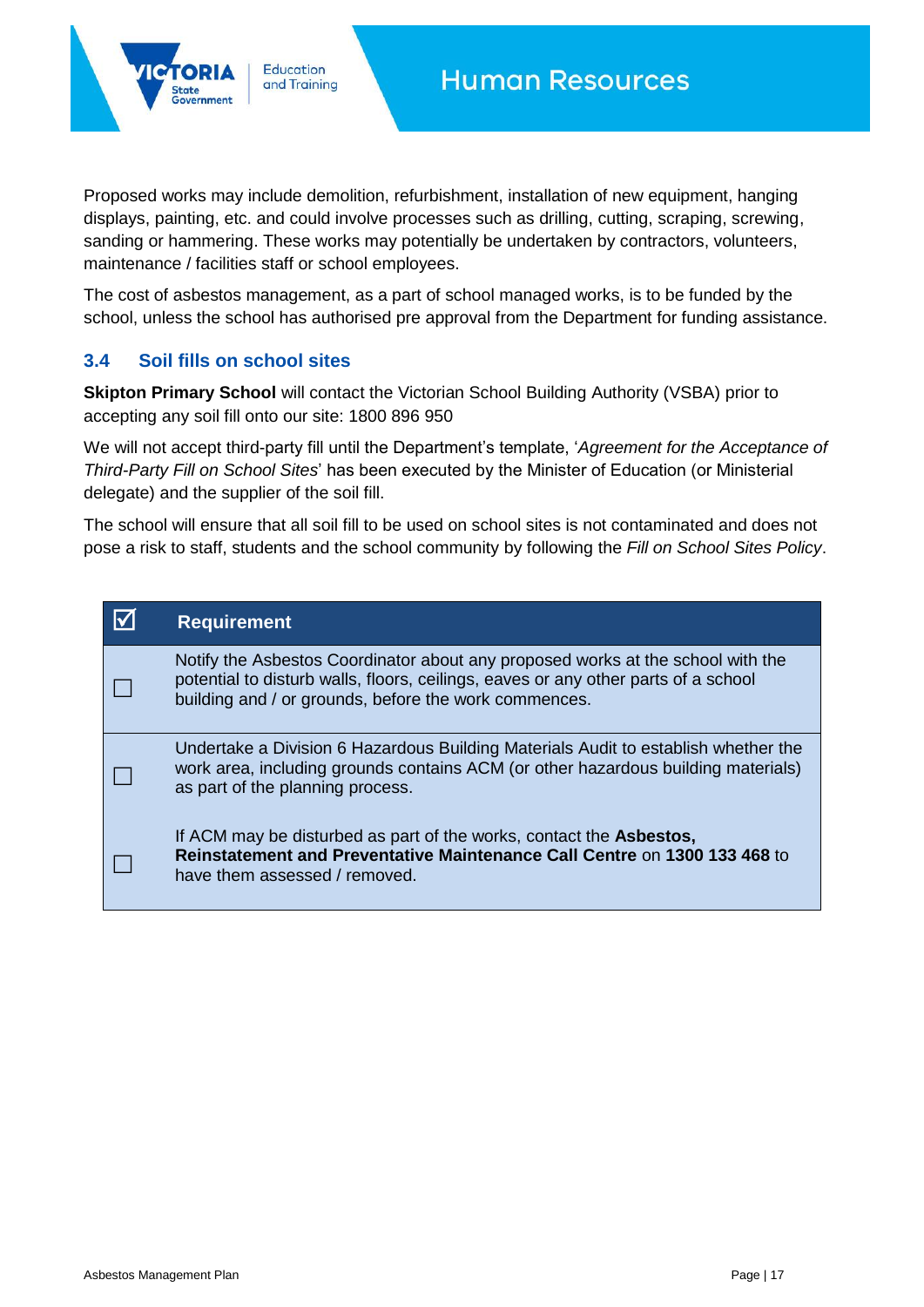Proposed works may include demolition, refurbishment, installation of new equipment, hanging displays, painting, etc. and could involve processes such as drilling, cutting, scraping, screwing, sanding or hammering. These works may potentially be undertaken by contractors, volunteers, maintenance / facilities staff or school employees.

The cost of asbestos management, as a part of school managed works, is to be funded by the school, unless the school has authorised pre approval from the Department for funding assistance.

### 3.4 Soil fills on school sites

**Skipton Primary School** will contact the Victorian School Building Authority (VSBA) prior to accepting any soil fill onto our site: 1800 896 950

We will not accept third-party fill until the Department's template, '*Agreement for the Acceptance of Third-Party Fill on School Sites*' has been executed by the Minister of Education (or Ministerial delegate) and the supplier of the soil fill.

The school will ensure that all soil fill to be used on school sites is not contaminated and does not pose a risk to staff, students and the school community by following the *Fill on School Sites Policy*.

| ☑ | Requirement |
|---|---|
| ☐ | Notify the Asbestos Coordinator about any proposed works at the school with the potential to disturb walls, floors, ceilings, eaves or any other parts of a school building and / or grounds, before the work commences. |
| ☐ | Undertake a Division 6 Hazardous Building Materials Audit to establish whether the work area, including grounds contains ACM (or other hazardous building materials) as part of the planning process. |
| ☐ | If ACM may be disturbed as part of the works, contact the **Asbestos, Reinstatement and Preventative Maintenance Call Centre** on **1300 133 468** to have them assessed / removed. |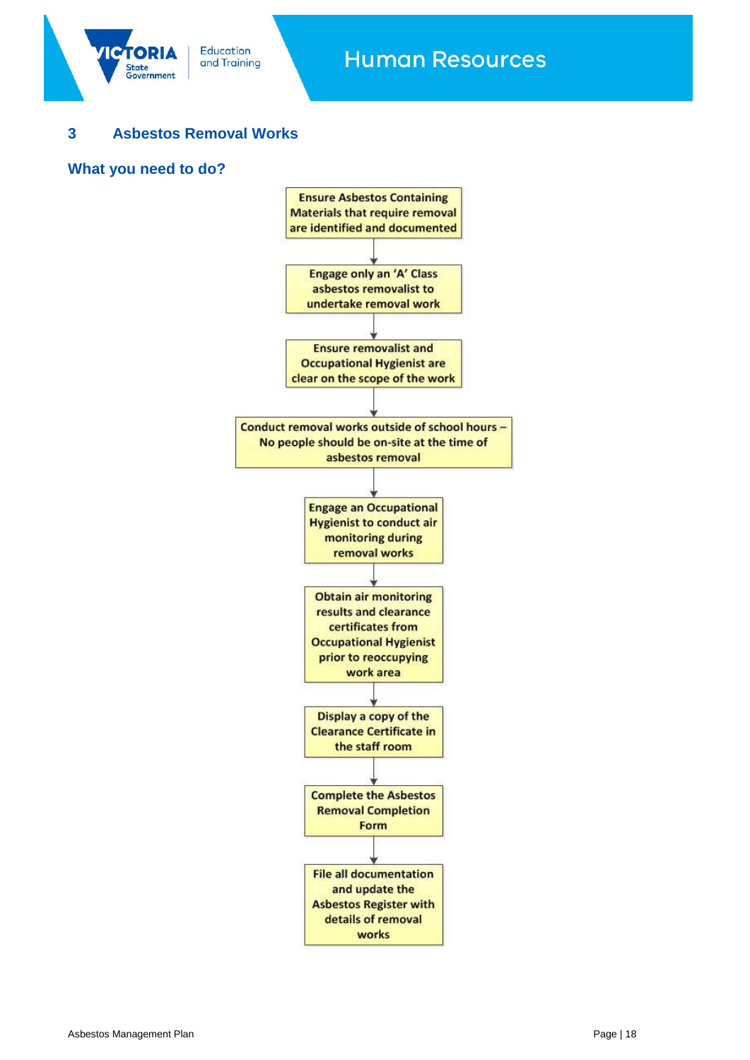## 3 Asbestos Removal Works

### What you need to do?

1. Ensure Asbestos Containing Materials that require removal are identified and documented
2. Engage only an ‘A’ Class asbestos removalist to undertake removal work
3. Ensure removalist and Occupational Hygienist are clear on the scope of the work
4. Conduct removal works outside of school hours – No people should be on-site at the time of asbestos removal
5. Engage an Occupational Hygienist to conduct air monitoring during removal works
6. Obtain air monitoring results and clearance certificates from Occupational Hygienist prior to reoccupying work area
7. Display a copy of the Clearance Certificate in the staff room
8. Complete the Asbestos Removal Completion Form
9. File all documentation and update the Asbestos Register with details of removal works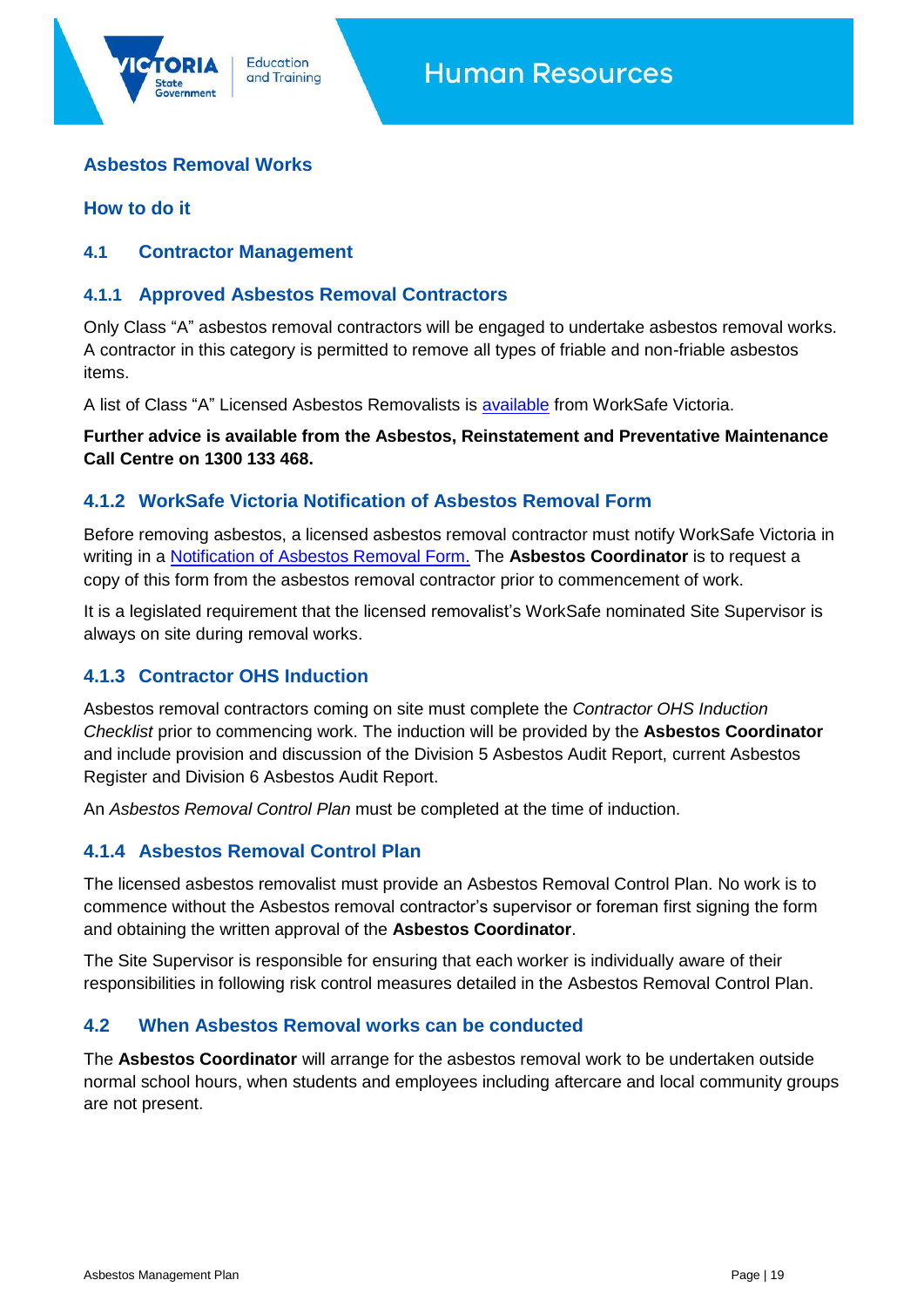## Asbestos Removal Works

### How to do it

### 4.1 Contractor Management

#### 4.1.1 Approved Asbestos Removal Contractors

Only Class "A" asbestos removal contractors will be engaged to undertake asbestos removal works. A contractor in this category is permitted to remove all types of friable and non-friable asbestos items.

A list of Class "A" Licensed Asbestos Removalists is available from WorkSafe Victoria.

**Further advice is available from the Asbestos, Reinstatement and Preventative Maintenance Call Centre on 1300 133 468.**

#### 4.1.2 WorkSafe Victoria Notification of Asbestos Removal Form

Before removing asbestos, a licensed asbestos removal contractor must notify WorkSafe Victoria in writing in a Notification of Asbestos Removal Form. The **Asbestos Coordinator** is to request a copy of this form from the asbestos removal contractor prior to commencement of work.

It is a legislated requirement that the licensed removalist's WorkSafe nominated Site Supervisor is always on site during removal works.

#### 4.1.3 Contractor OHS Induction

Asbestos removal contractors coming on site must complete the *Contractor OHS Induction Checklist* prior to commencing work. The induction will be provided by the **Asbestos Coordinator** and include provision and discussion of the Division 5 Asbestos Audit Report, current Asbestos Register and Division 6 Asbestos Audit Report.

An *Asbestos Removal Control Plan* must be completed at the time of induction.

#### 4.1.4 Asbestos Removal Control Plan

The licensed asbestos removalist must provide an Asbestos Removal Control Plan. No work is to commence without the Asbestos removal contractor's supervisor or foreman first signing the form and obtaining the written approval of the **Asbestos Coordinator**.

The Site Supervisor is responsible for ensuring that each worker is individually aware of their responsibilities in following risk control measures detailed in the Asbestos Removal Control Plan.

### 4.2 When Asbestos Removal works can be conducted

The **Asbestos Coordinator** will arrange for the asbestos removal work to be undertaken outside normal school hours, when students and employees including aftercare and local community groups are not present.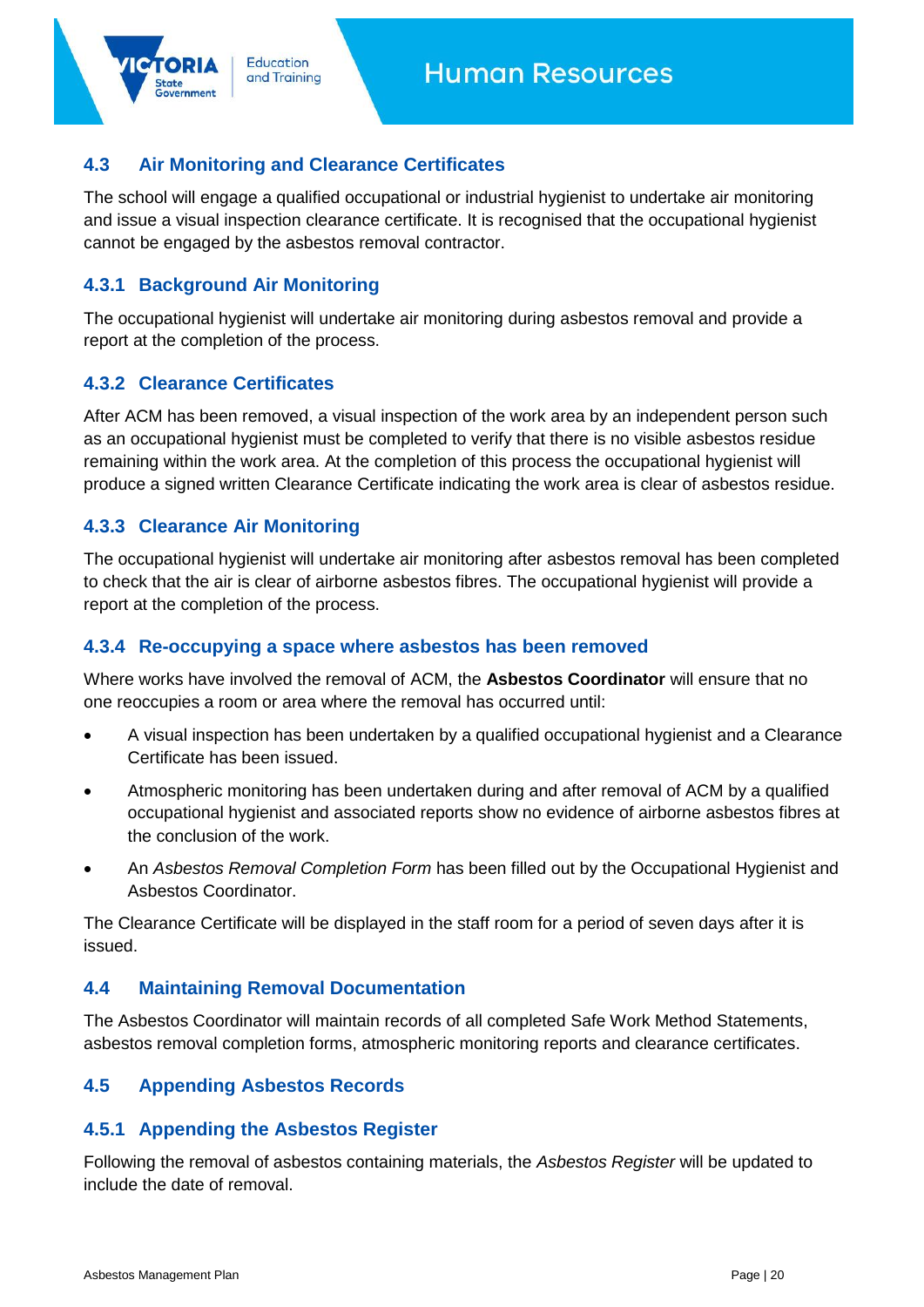## 4.3 Air Monitoring and Clearance Certificates

The school will engage a qualified occupational or industrial hygienist to undertake air monitoring and issue a visual inspection clearance certificate. It is recognised that the occupational hygienist cannot be engaged by the asbestos removal contractor.

### 4.3.1 Background Air Monitoring

The occupational hygienist will undertake air monitoring during asbestos removal and provide a report at the completion of the process.

### 4.3.2 Clearance Certificates

After ACM has been removed, a visual inspection of the work area by an independent person such as an occupational hygienist must be completed to verify that there is no visible asbestos residue remaining within the work area. At the completion of this process the occupational hygienist will produce a signed written Clearance Certificate indicating the work area is clear of asbestos residue.

### 4.3.3 Clearance Air Monitoring

The occupational hygienist will undertake air monitoring after asbestos removal has been completed to check that the air is clear of airborne asbestos fibres. The occupational hygienist will provide a report at the completion of the process.

### 4.3.4 Re-occupying a space where asbestos has been removed

Where works have involved the removal of ACM, the **Asbestos Coordinator** will ensure that no one reoccupies a room or area where the removal has occurred until:

- A visual inspection has been undertaken by a qualified occupational hygienist and a Clearance Certificate has been issued.
- Atmospheric monitoring has been undertaken during and after removal of ACM by a qualified occupational hygienist and associated reports show no evidence of airborne asbestos fibres at the conclusion of the work.
- An *Asbestos Removal Completion Form* has been filled out by the Occupational Hygienist and Asbestos Coordinator.

The Clearance Certificate will be displayed in the staff room for a period of seven days after it is issued.

## 4.4 Maintaining Removal Documentation

The Asbestos Coordinator will maintain records of all completed Safe Work Method Statements, asbestos removal completion forms, atmospheric monitoring reports and clearance certificates.

## 4.5 Appending Asbestos Records

### 4.5.1 Appending the Asbestos Register

Following the removal of asbestos containing materials, the *Asbestos Register* will be updated to include the date of removal.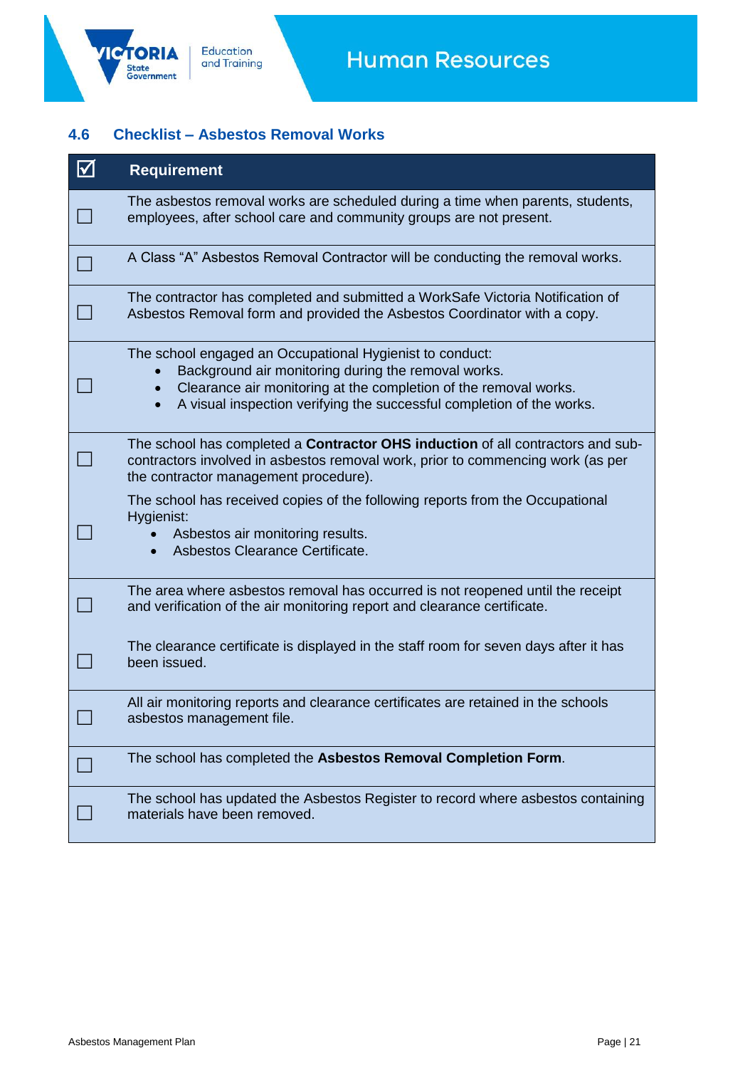## 4.6 Checklist – Asbestos Removal Works

| ☑ | Requirement |
|---|---|
| ☐ | The asbestos removal works are scheduled during a time when parents, students, employees, after school care and community groups are not present. |
| ☐ | A Class "A" Asbestos Removal Contractor will be conducting the removal works. |
| ☐ | The contractor has completed and submitted a WorkSafe Victoria Notification of Asbestos Removal form and provided the Asbestos Coordinator with a copy. |
| ☐ | The school engaged an Occupational Hygienist to conduct:<br>• Background air monitoring during the removal works.<br>• Clearance air monitoring at the completion of the removal works.<br>• A visual inspection verifying the successful completion of the works. |
| ☐ | The school has completed a **Contractor OHS induction** of all contractors and sub-contractors involved in asbestos removal work, prior to commencing work (as per the contractor management procedure). |
| ☐ | The school has received copies of the following reports from the Occupational Hygienist:<br>• Asbestos air monitoring results.<br>• Asbestos Clearance Certificate. |
| ☐ | The area where asbestos removal has occurred is not reopened until the receipt and verification of the air monitoring report and clearance certificate. |
| ☐ | The clearance certificate is displayed in the staff room for seven days after it has been issued. |
| ☐ | All air monitoring reports and clearance certificates are retained in the schools asbestos management file. |
| ☐ | The school has completed the **Asbestos Removal Completion Form**. |
| ☐ | The school has updated the Asbestos Register to record where asbestos containing materials have been removed. |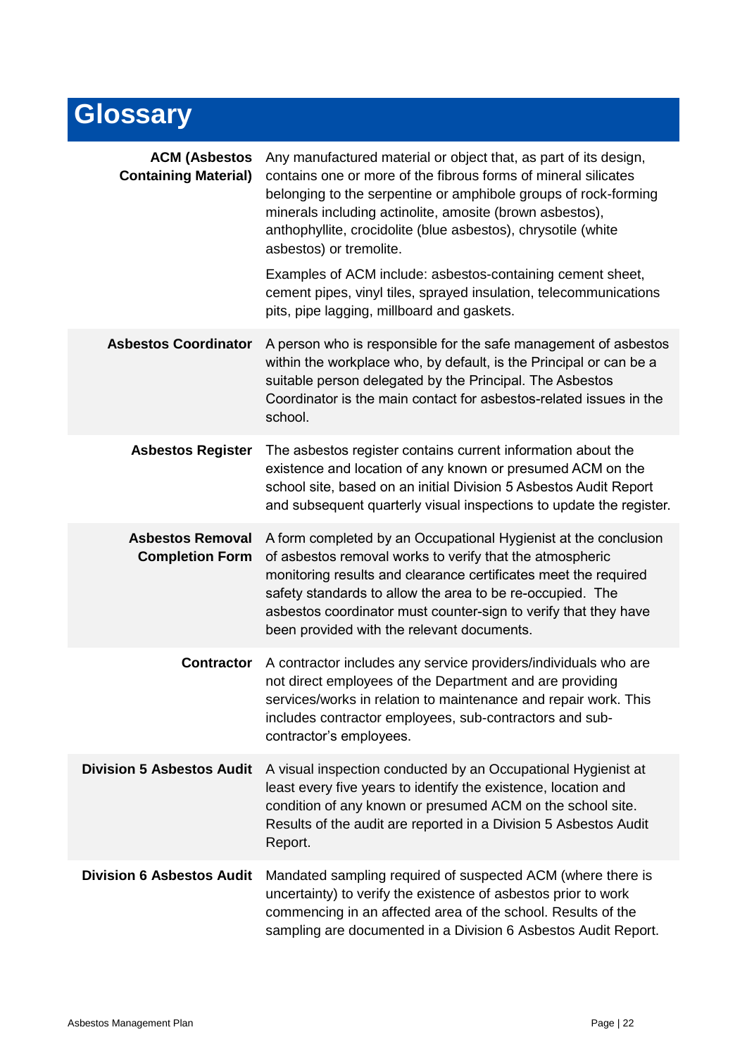# Glossary

| Term | Definition |
|---|---|
| **ACM (Asbestos Containing Material)** | Any manufactured material or object that, as part of its design, contains one or more of the fibrous forms of mineral silicates belonging to the serpentine or amphibole groups of rock-forming minerals including actinolite, amosite (brown asbestos), anthophyllite, crocidolite (blue asbestos), chrysotile (white asbestos) or tremolite.<br><br>Examples of ACM include: asbestos-containing cement sheet, cement pipes, vinyl tiles, sprayed insulation, telecommunications pits, pipe lagging, millboard and gaskets. |
| **Asbestos Coordinator** | A person who is responsible for the safe management of asbestos within the workplace who, by default, is the Principal or can be a suitable person delegated by the Principal. The Asbestos Coordinator is the main contact for asbestos-related issues in the school. |
| **Asbestos Register** | The asbestos register contains current information about the existence and location of any known or presumed ACM on the school site, based on an initial Division 5 Asbestos Audit Report and subsequent quarterly visual inspections to update the register. |
| **Asbestos Removal Completion Form** | A form completed by an Occupational Hygienist at the conclusion of asbestos removal works to verify that the atmospheric monitoring results and clearance certificates meet the required safety standards to allow the area to be re-occupied. The asbestos coordinator must counter-sign to verify that they have been provided with the relevant documents. |
| **Contractor** | A contractor includes any service providers/individuals who are not direct employees of the Department and are providing services/works in relation to maintenance and repair work. This includes contractor employees, sub-contractors and sub-contractor's employees. |
| **Division 5 Asbestos Audit** | A visual inspection conducted by an Occupational Hygienist at least every five years to identify the existence, location and condition of any known or presumed ACM on the school site. Results of the audit are reported in a Division 5 Asbestos Audit Report. |
| **Division 6 Asbestos Audit** | Mandated sampling required of suspected ACM (where there is uncertainty) to verify the existence of asbestos prior to work commencing in an affected area of the school. Results of the sampling are documented in a Division 6 Asbestos Audit Report. |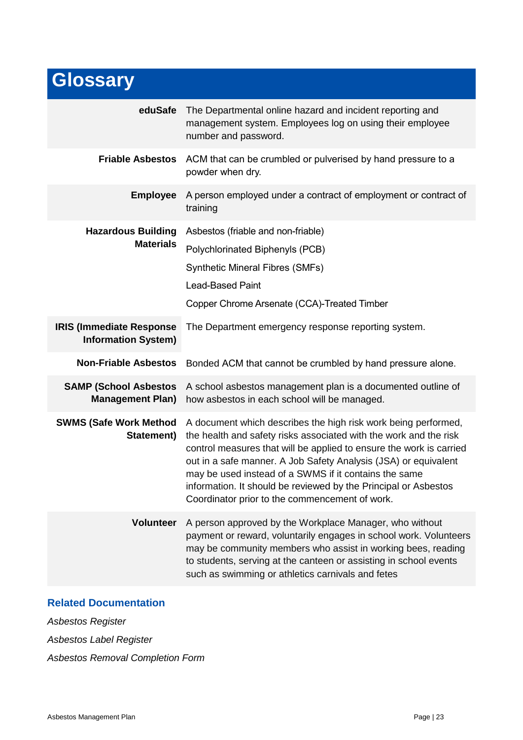# Glossary

| Term | Definition |
|---|---|
| **eduSafe** | The Departmental online hazard and incident reporting and management system. Employees log on using their employee number and password. |
| **Friable Asbestos** | ACM that can be crumbled or pulverised by hand pressure to a powder when dry. |
| **Employee** | A person employed under a contract of employment or contract of training |
| **Hazardous Building Materials** | Asbestos (friable and non-friable)<br>Polychlorinated Biphenyls (PCB)<br>Synthetic Mineral Fibres (SMFs)<br>Lead-Based Paint<br>Copper Chrome Arsenate (CCA)-Treated Timber |
| **IRIS (Immediate Response Information System)** | The Department emergency response reporting system. |
| **Non-Friable Asbestos** | Bonded ACM that cannot be crumbled by hand pressure alone. |
| **SAMP (School Asbestos Management Plan)** | A school asbestos management plan is a documented outline of how asbestos in each school will be managed. |
| **SWMS (Safe Work Method Statement)** | A document which describes the high risk work being performed, the health and safety risks associated with the work and the risk control measures that will be applied to ensure the work is carried out in a safe manner. A Job Safety Analysis (JSA) or equivalent may be used instead of a SWMS if it contains the same information. It should be reviewed by the Principal or Asbestos Coordinator prior to the commencement of work. |
| **Volunteer** | A person approved by the Workplace Manager, who without payment or reward, voluntarily engages in school work. Volunteers may be community members who assist in working bees, reading to students, serving at the canteen or assisting in school events such as swimming or athletics carnivals and fetes |

## Related Documentation

*Asbestos Register*

*Asbestos Label Register*

*Asbestos Removal Completion Form*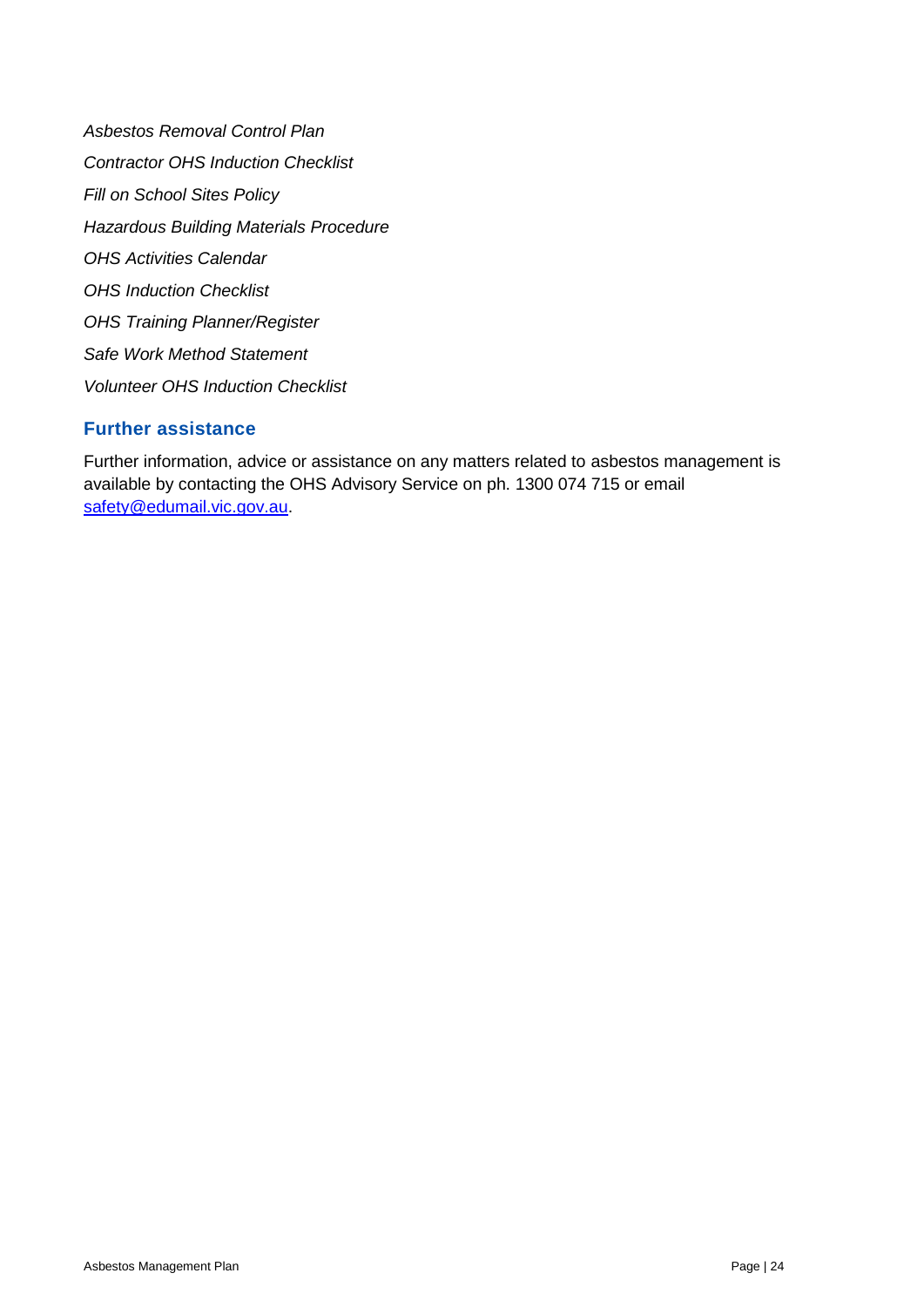*Asbestos Removal Control Plan*

*Contractor OHS Induction Checklist*

*Fill on School Sites Policy*

*Hazardous Building Materials Procedure*

*OHS Activities Calendar*

*OHS Induction Checklist*

*OHS Training Planner/Register*

*Safe Work Method Statement*

*Volunteer OHS Induction Checklist*

## Further assistance

Further information, advice or assistance on any matters related to asbestos management is available by contacting the OHS Advisory Service on ph. 1300 074 715 or email safety@edumail.vic.gov.au.